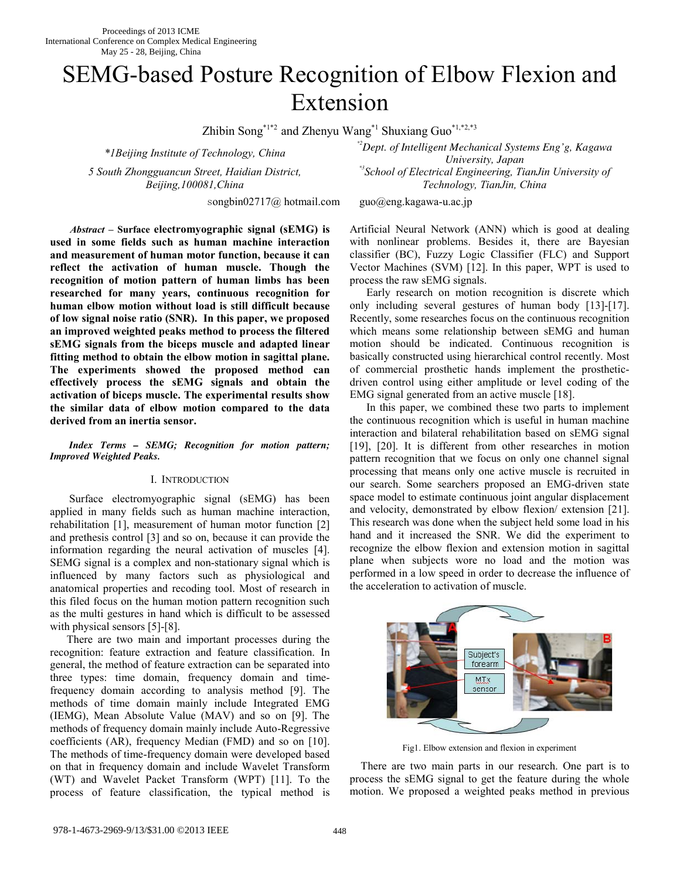# SEMG-based Posture Recognition of Elbow Flexion and Extension

Zhibin Song[*1*2] and Zhenyu Wang[*1] Shuxiang Guo[*1,*2,*3]

*1Beijing Institute of Technology, China
5 South Zhongguancun Street, Haidian District, Beijing,100081,China
songbin02717@ hotmail.com

[*2]Dept. of Intelligent Mechanical Systems Eng'g, Kagawa University, Japan
[*3]School of Electrical Engineering, TianJin University of Technology, TianJin, China
guo@eng.kagawa-u.ac.jp

***Abstract –*** **Surface electromyographic signal (sEMG) is used in some fields such as human machine interaction and measurement of human motor function, because it can reflect the activation of human muscle. Though the recognition of motion pattern of human limbs has been researched for many years, continuous recognition for human elbow motion without load is still difficult because of low signal noise ratio (SNR). In this paper, we proposed an improved weighted peaks method to process the filtered sEMG signals from the biceps muscle and adapted linear fitting method to obtain the elbow motion in sagittal plane. The experiments showed the proposed method can effectively process the sEMG signals and obtain the activation of biceps muscle. The experimental results show the similar data of elbow motion compared to the data derived from an inertia sensor.**

***Index Terms – SEMG; Recognition for motion pattern; Improved Weighted Peaks.***

## I. Introduction

Surface electromyographic signal (sEMG) has been applied in many fields such as human machine interaction, rehabilitation [1], measurement of human motor function [2] and prethesis control [3] and so on, because it can provide the information regarding the neural activation of muscles [4]. SEMG signal is a complex and non-stationary signal which is influenced by many factors such as physiological and anatomical properties and recoding tool. Most of research in this filed focus on the human motion pattern recognition such as the multi gestures in hand which is difficult to be assessed with physical sensors [5]-[8].

There are two main and important processes during the recognition: feature extraction and feature classification. In general, the method of feature extraction can be separated into three types: time domain, frequency domain and time-frequency domain according to analysis method [9]. The methods of time domain mainly include Integrated EMG (IEMG), Mean Absolute Value (MAV) and so on [9]. The methods of frequency domain mainly include Auto-Regressive coefficients (AR), frequency Median (FMD) and so on [10]. The methods of time-frequency domain were developed based on that in frequency domain and include Wavelet Transform (WT) and Wavelet Packet Transform (WPT) [11]. To the process of feature classification, the typical method is Artificial Neural Network (ANN) which is good at dealing with nonlinear problems. Besides it, there are Bayesian classifier (BC), Fuzzy Logic Classifier (FLC) and Support Vector Machines (SVM) [12]. In this paper, WPT is used to process the raw sEMG signals.

Early research on motion recognition is discrete which only including several gestures of human body [13]-[17]. Recently, some researches focus on the continuous recognition which means some relationship between sEMG and human motion should be indicated. Continuous recognition is basically constructed using hierarchical control recently. Most of commercial prosthetic hands implement the prosthetic-driven control using either amplitude or level coding of the EMG signal generated from an active muscle [18].

In this paper, we combined these two parts to implement the continuous recognition which is useful in human machine interaction and bilateral rehabilitation based on sEMG signal [19], [20]. It is different from other researches in motion pattern recognition that we focus on only one channel signal processing that means only one active muscle is recruited in our search. Some searchers proposed an EMG-driven state space model to estimate continuous joint angular displacement and velocity, demonstrated by elbow flexion/ extension [21]. This research was done when the subject held some load in his hand and it increased the SNR. We did the experiment to recognize the elbow flexion and extension motion in sagittal plane when subjects wore no load and the motion was performed in a low speed in order to decrease the influence of the acceleration to activation of muscle.

Fig1. Elbow extension and flexion in experiment

There are two main parts in our research. One part is to process the sEMG signal to get the feature during the whole motion. We proposed a weighted peaks method in previous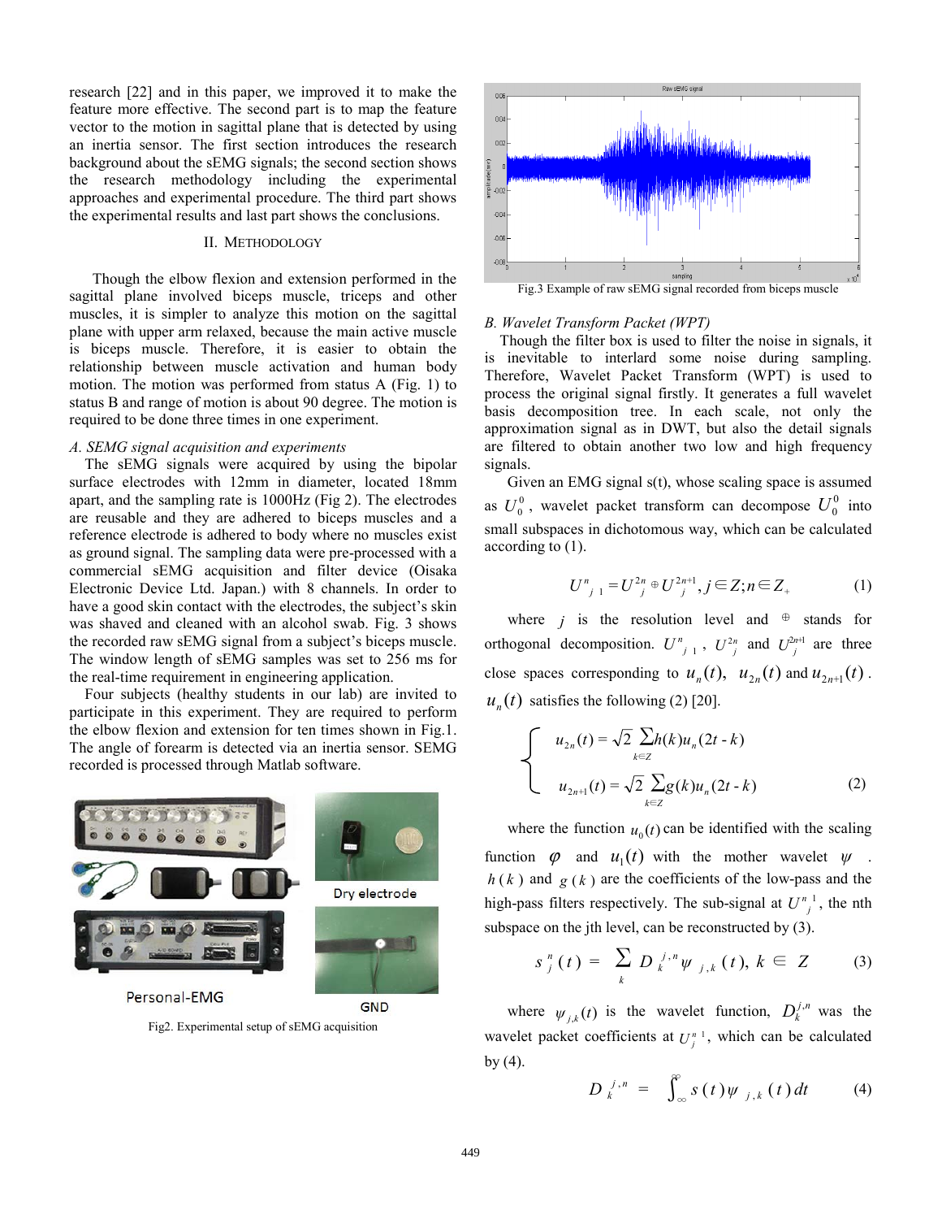research [22] and in this paper, we improved it to make the feature more effective. The second part is to map the feature vector to the motion in sagittal plane that is detected by using an inertia sensor. The first section introduces the research background about the sEMG signals; the second section shows the research methodology including the experimental approaches and experimental procedure. The third part shows the experimental results and last part shows the conclusions.

## II. Methodology

Though the elbow flexion and extension performed in the sagittal plane involved biceps muscle, triceps and other muscles, it is simpler to analyze this motion on the sagittal plane with upper arm relaxed, because the main active muscle is biceps muscle. Therefore, it is easier to obtain the relationship between muscle activation and human body motion. The motion was performed from status A (Fig. 1) to status B and range of motion is about 90 degree. The motion is required to be done three times in one experiment.

### *A. SEMG signal acquisition and experiments*

The sEMG signals were acquired by using the bipolar surface electrodes with 12mm in diameter, located 18mm apart, and the sampling rate is 1000Hz (Fig 2). The electrodes are reusable and they are adhered to biceps muscles and a reference electrode is adhered to body where no muscles exist as ground signal. The sampling data were pre-processed with a commercial sEMG acquisition and filter device (Oisaka Electronic Device Ltd. Japan.) with 8 channels. In order to have a good skin contact with the electrodes, the subject's skin was shaved and cleaned with an alcohol swab. Fig. 3 shows the recorded raw sEMG signal from a subject's biceps muscle. The window length of sEMG samples was set to 256 ms for the real-time requirement in engineering application.

Four subjects (healthy students in our lab) are invited to participate in this experiment. They are required to perform the elbow flexion and extension for ten times shown in Fig.1. The angle of forearm is detected via an inertia sensor. SEMG recorded is processed through Matlab software.

Fig2. Experimental setup of sEMG acquisition

Fig.3 Example of raw sEMG signal recorded from biceps muscle

### *B. Wavelet Transform Packet (WPT)*

Though the filter box is used to filter the noise in signals, it is inevitable to interlard some noise during sampling. Therefore, Wavelet Packet Transform (WPT) is used to process the original signal firstly. It generates a full wavelet basis decomposition tree. In each scale, not only the approximation signal as in DWT, but also the detail signals are filtered to obtain another two low and high frequency signals.

Given an EMG signal s(t), whose scaling space is assumed as $U_0^0$, wavelet packet transform can decompose $U_0^0$ into small subspaces in dichotomous way, which can be calculated according to (1).

$$U^n_{j\,1} = U^{2n}_j \oplus U^{2n+1}_j, j \in Z; n \in Z_+ \tag{1}$$

where $j$ is the resolution level and $\oplus$ stands for orthogonal decomposition. $U^n_{j\,1}$, $U^{2n}_j$ and $U^{2n+1}_j$ are three close spaces corresponding to $u_n(t)$, $u_{2n}(t)$ and $u_{2n+1}(t)$. $u_n(t)$ satisfies the following (2) [20].

$$\begin{cases} u_{2n}(t) = \sqrt{2}\sum\limits_{k \in Z} h(k)u_n(2t - k) \\ u_{2n+1}(t) = \sqrt{2}\sum\limits_{k \in Z} g(k)u_n(2t - k) \end{cases} \tag{2}$$

where the function $u_0(t)$ can be identified with the scaling function $\varphi$ and $u_1(t)$ with the mother wavelet $\psi$. $h(k)$ and $g(k)$ are the coefficients of the low-pass and the high-pass filters respectively. The sub-signal at $U^n_{j}{}^1$, the nth subspace on the jth level, can be reconstructed by (3).

$$s_j^n(t) = \sum_k D_k^{j,n} \psi_{j,k}(t), k \in Z \tag{3}$$

where $\psi_{j,k}(t)$ is the wavelet function, $D_k^{j,n}$ was the wavelet packet coefficients at $U^n_j{}^1$, which can be calculated by (4).

$$D_k^{j,n} = \int_{\infty}^{\infty} s(t)\psi_{j,k}(t)\,dt \tag{4}$$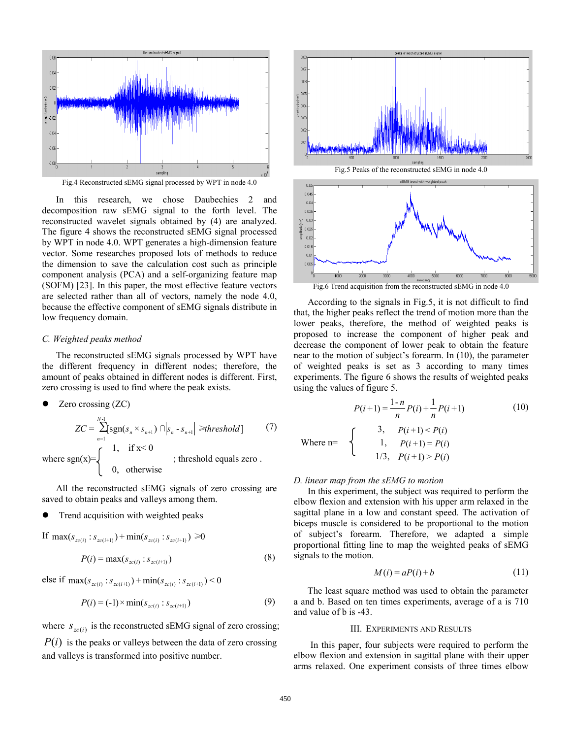Fig.4 Reconstructed sEMG signal processed by WPT in node 4.0

In this research, we chose Daubechies 2 and decomposition raw sEMG signal to the forth level. The reconstructed wavelet signals obtained by (4) are analyzed. The figure 4 shows the reconstructed sEMG signal processed by WPT in node 4.0. WPT generates a high-dimension feature vector. Some researches proposed lots of methods to reduce the dimension to save the calculation cost such as principle component analysis (PCA) and a self-organizing feature map (SOFM) [23]. In this paper, the most effective feature vectors are selected rather than all of vectors, namely the node 4.0, because the effective component of sEMG signals distribute in low frequency domain.

### *C. Weighted peaks method*

The reconstructed sEMG signals processed by WPT have the different frequency in different nodes; therefore, the amount of peaks obtained in different nodes is different. First, zero crossing is used to find where the peak exists.

- Zero crossing (ZC)

$$ZC = \sum_{n=1}^{N-1}[\operatorname{sgn}(s_n \times s_{n+1}) \cap |s_n - s_{n+1}| \geq threshold] \qquad (7)$$

where $\operatorname{sgn}(x)=\begin{cases} 1, & \text{if } x<0 \\ 0, & \text{otherwise} \end{cases}$ ; threshold equals zero .

All the reconstructed sEMG signals of zero crossing are saved to obtain peaks and valleys among them.

- Trend acquisition with weighted peaks

If $\max(s_{zc(i)} : s_{zc(i+1)}) + \min(s_{zc(i)} : s_{zc(i+1)}) \geq 0$

$$P(i) = \max(s_{zc(i)} : s_{zc(i+1)}) \qquad (8)$$

else if $\max(s_{zc(i)} : s_{zc(i+1)}) + \min(s_{zc(i)} : s_{zc(i+1)}) < 0$

$$P(i) = (-1) \times \min(s_{zc(i)} : s_{zc(i+1)}) \qquad (9)$$

where $s_{zc(i)}$ is the reconstructed sEMG signal of zero crossing; $P(i)$ is the peaks or valleys between the data of zero crossing and valleys is transformed into positive number.

Fig.5 Peaks of the reconstructed sEMG signal in node 4.0

Fig.6 Trend acquisition from the reconstructed sEMG in node 4.0

According to the signals in Fig.5, it is not difficult to find that, the higher peaks reflect the trend of motion more than the lower peaks, therefore, the method of weighted peaks is proposed to increase the component of higher peak and decrease the component of lower peak to obtain the feature near to the motion of subject's forearm. In (10), the parameter of weighted peaks is set as 3 according to many times experiments. The figure 6 shows the results of weighted peaks using the values of figure 5.

$$P(i+1) = \frac{1-n}{n}P(i) + \frac{1}{n}P(i+1) \qquad (10)$$

Where n= $\begin{cases} 3, & P(i+1) < P(i) \\ 1, & P(i+1) = P(i) \\ 1/3, & P(i+1) > P(i) \end{cases}$

### *D. linear map from the sEMG to motion*

In this experiment, the subject was required to perform the elbow flexion and extension with his upper arm relaxed in the sagittal plane in a low and constant speed. The activation of biceps muscle is considered to be proportional to the motion of subject's forearm. Therefore, we adapted a simple proportional fitting line to map the weighted peaks of sEMG signals to the motion.

$$M(i) = aP(i) + b \qquad (11)$$

The least square method was used to obtain the parameter a and b. Based on ten times experiments, average of a is 710 and value of b is -43.

## III. Experiments and Results

In this paper, four subjects were required to perform the elbow flexion and extension in sagittal plane with their upper arms relaxed. One experiment consists of three times elbow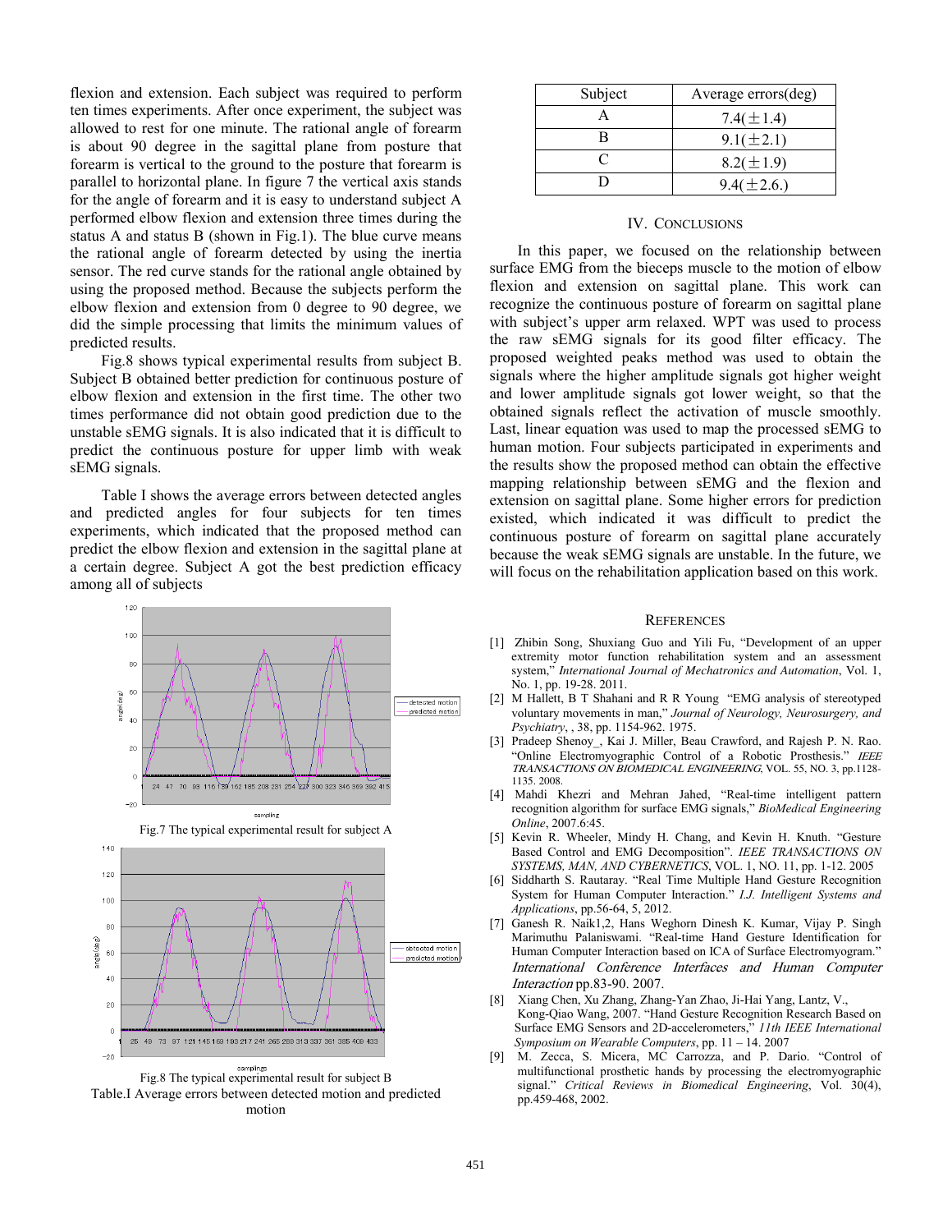flexion and extension. Each subject was required to perform ten times experiments. After once experiment, the subject was allowed to rest for one minute. The rational angle of forearm is about 90 degree in the sagittal plane from posture that forearm is vertical to the ground to the posture that forearm is parallel to horizontal plane. In figure 7 the vertical axis stands for the angle of forearm and it is easy to understand subject A performed elbow flexion and extension three times during the status A and status B (shown in Fig.1). The blue curve means the rational angle of forearm detected by using the inertia sensor. The red curve stands for the rational angle obtained by using the proposed method. Because the subjects perform the elbow flexion and extension from 0 degree to 90 degree, we did the simple processing that limits the minimum values of predicted results.

Fig.8 shows typical experimental results from subject B. Subject B obtained better prediction for continuous posture of elbow flexion and extension in the first time. The other two times performance did not obtain good prediction due to the unstable sEMG signals. It is also indicated that it is difficult to predict the continuous posture for upper limb with weak sEMG signals.

Table I shows the average errors between detected angles and predicted angles for four subjects for ten times experiments, which indicated that the proposed method can predict the elbow flexion and extension in the sagittal plane at a certain degree. Subject A got the best prediction efficacy among all of subjects

Fig.7 The typical experimental result for subject A

Fig.8 The typical experimental result for subject B

Table.I Average errors between detected motion and predicted motion

| Subject | Average errors(deg) |
|---|---|
| A | 7.4(±1.4) |
| B | 9.1(±2.1) |
| C | 8.2(±1.9) |
| D | 9.4(±2.6.) |

## IV. Conclusions

In this paper, we focused on the relationship between surface EMG from the biceps muscle to the motion of elbow flexion and extension on sagittal plane. This work can recognize the continuous posture of forearm on sagittal plane with subject's upper arm relaxed. WPT was used to process the raw sEMG signals for its good filter efficacy. The proposed weighted peaks method was used to obtain the signals where the higher amplitude signals got higher weight and lower amplitude signals got lower weight, so that the obtained signals reflect the activation of muscle smoothly. Last, linear equation was used to map the processed sEMG to human motion. Four subjects participated in experiments and the results show the proposed method can obtain the effective mapping relationship between sEMG and the flexion and extension on sagittal plane. Some higher errors for prediction existed, which indicated it was difficult to predict the continuous posture of forearm on sagittal plane accurately because the weak sEMG signals are unstable. In the future, we will focus on the rehabilitation application based on this work.

## References

[1] Zhibin Song, Shuxiang Guo and Yili Fu, "Development of an upper extremity motor function rehabilitation system and an assessment system," *International Journal of Mechatronics and Automation*, Vol. 1, No. 1, pp. 19-28. 2011.

[2] M Hallett, B T Shahani and R R Young "EMG analysis of stereotyped voluntary movements in man," *Journal of Neurology, Neurosurgery, and Psychiatry*, , 38, pp. 1154-962. 1975.

[3] Pradeep Shenoy_, Kai J. Miller, Beau Crawford, and Rajesh P. N. Rao. "Online Electromyographic Control of a Robotic Prosthesis." *IEEE TRANSACTIONS ON BIOMEDICAL ENGINEERING*, VOL. 55, NO. 3, pp.1128-1135. 2008.

[4] Mahdi Khezri and Mehran Jahed, "Real-time intelligent pattern recognition algorithm for surface EMG signals," *BioMedical Engineering Online*, 2007.6:45.

[5] Kevin R. Wheeler, Mindy H. Chang, and Kevin H. Knuth. "Gesture Based Control and EMG Decomposition". *IEEE TRANSACTIONS ON SYSTEMS, MAN, AND CYBERNETICS*, VOL. 1, NO. 11, pp. 1-12. 2005

[6] Siddharth S. Rautaray. "Real Time Multiple Hand Gesture Recognition System for Human Computer Interaction." *I.J. Intelligent Systems and Applications*, pp.56-64, 5, 2012.

[7] Ganesh R. Naik1,2, Hans Weghorn Dinesh K. Kumar, Vijay P. Singh Marimuthu Palaniswami. "Real-time Hand Gesture Identification for Human Computer Interaction based on ICA of Surface Electromyogram." *International Conference Interfaces and Human Computer Interaction* pp.83-90. 2007.

[8] Xiang Chen, Xu Zhang, Zhang-Yan Zhao, Ji-Hai Yang, Lantz, V., Kong-Qiao Wang, 2007. "Hand Gesture Recognition Research Based on Surface EMG Sensors and 2D-accelerometers," *11th IEEE International Symposium on Wearable Computers*, pp. 11 – 14. 2007

[9] M. Zecca, S. Micera, MC Carrozza, and P. Dario. "Control of multifunctional prosthetic hands by processing the electromyographic signal." *Critical Reviews in Biomedical Engineering*, Vol. 30(4), pp.459-468, 2002.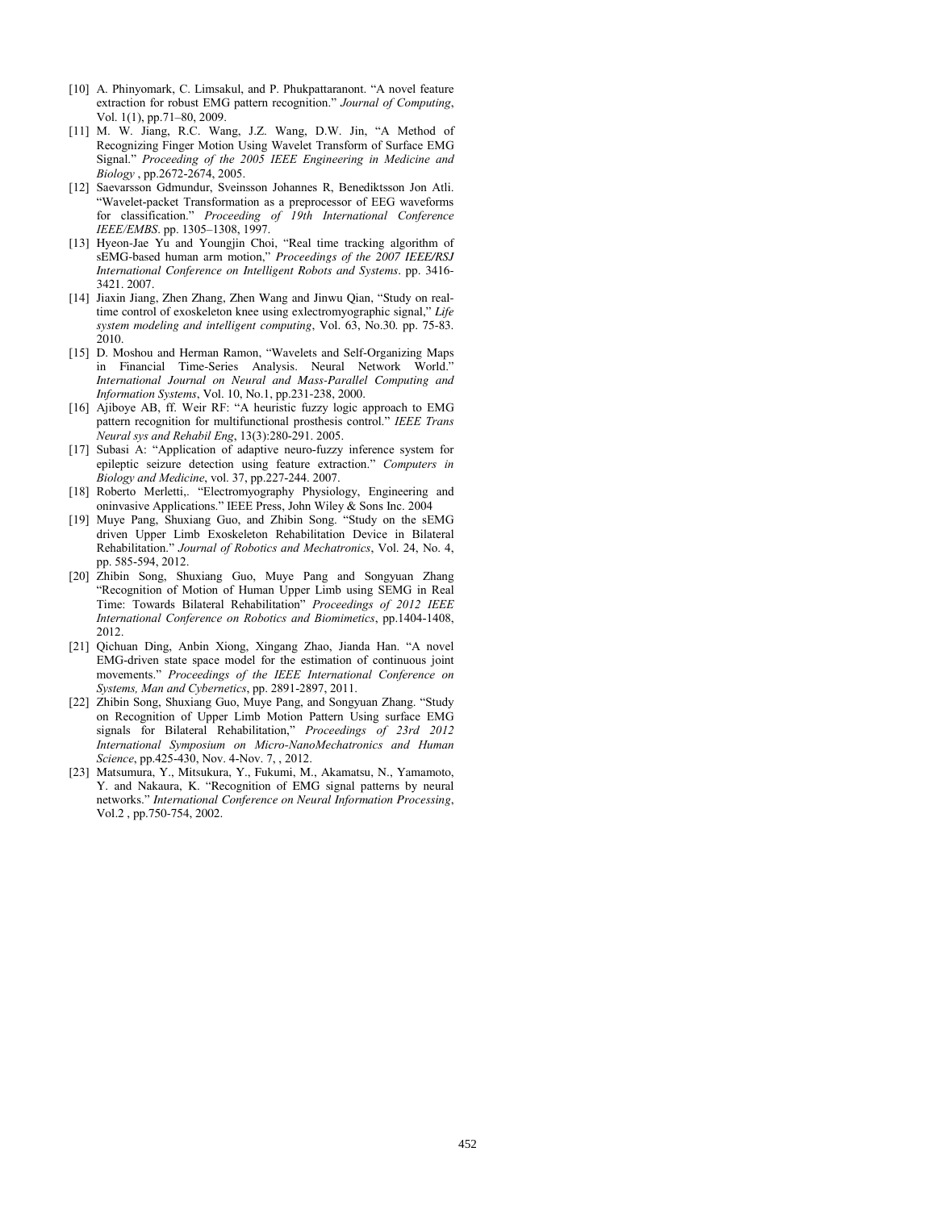[10] A. Phinyomark, C. Limsakul, and P. Phukpattaranont. "A novel feature extraction for robust EMG pattern recognition." *Journal of Computing*, Vol. 1(1), pp.71–80, 2009.

[11] M. W. Jiang, R.C. Wang, J.Z. Wang, D.W. Jin, "A Method of Recognizing Finger Motion Using Wavelet Transform of Surface EMG Signal." *Proceeding of the 2005 IEEE Engineering in Medicine and Biology* , pp.2672-2674, 2005.

[12] Saevarsson Gdmundur, Sveinsson Johannes R, Benediktsson Jon Atli. "Wavelet-packet Transformation as a preprocessor of EEG waveforms for classification." *Proceeding of 19th International Conference IEEE/EMBS*. pp. 1305–1308, 1997.

[13] Hyeon-Jae Yu and Youngjin Choi, "Real time tracking algorithm of sEMG-based human arm motion," *Proceedings of the 2007 IEEE/RSJ International Conference on Intelligent Robots and Systems*. pp. 3416-3421. 2007.

[14] Jiaxin Jiang, Zhen Zhang, Zhen Wang and Jinwu Qian, "Study on real-time control of exoskeleton knee using exlectromyographic signal," *Life system modeling and intelligent computing*, Vol. 63, No.30. pp. 75-83. 2010.

[15] D. Moshou and Herman Ramon, "Wavelets and Self-Organizing Maps in Financial Time-Series Analysis. Neural Network World." *International Journal on Neural and Mass-Parallel Computing and Information Systems*, Vol. 10, No.1, pp.231-238, 2000.

[16] Ajiboye AB, ff. Weir RF: "A heuristic fuzzy logic approach to EMG pattern recognition for multifunctional prosthesis control." *IEEE Trans Neural sys and Rehabil Eng*, 13(3):280-291. 2005.

[17] Subasi A: "Application of adaptive neuro-fuzzy inference system for epileptic seizure detection using feature extraction." *Computers in Biology and Medicine*, vol. 37, pp.227-244. 2007.

[18] Roberto Merletti,. "Electromyography Physiology, Engineering and oninvasive Applications." IEEE Press, John Wiley & Sons Inc. 2004

[19] Muye Pang, Shuxiang Guo, and Zhibin Song. "Study on the sEMG driven Upper Limb Exoskeleton Rehabilitation Device in Bilateral Rehabilitation." *Journal of Robotics and Mechatronics*, Vol. 24, No. 4, pp. 585-594, 2012.

[20] Zhibin Song, Shuxiang Guo, Muye Pang and Songyuan Zhang "Recognition of Motion of Human Upper Limb using SEMG in Real Time: Towards Bilateral Rehabilitation" *Proceedings of 2012 IEEE International Conference on Robotics and Biomimetics*, pp.1404-1408, 2012.

[21] Qichuan Ding, Anbin Xiong, Xingang Zhao, Jianda Han. "A novel EMG-driven state space model for the estimation of continuous joint movements." *Proceedings of the IEEE International Conference on Systems, Man and Cybernetics*, pp. 2891-2897, 2011.

[22] Zhibin Song, Shuxiang Guo, Muye Pang, and Songyuan Zhang. "Study on Recognition of Upper Limb Motion Pattern Using surface EMG signals for Bilateral Rehabilitation," *Proceedings of 23rd 2012 International Symposium on Micro-NanoMechatronics and Human Science*, pp.425-430, Nov. 4-Nov. 7, , 2012.

[23] Matsumura, Y., Mitsukura, Y., Fukumi, M., Akamatsu, N., Yamamoto, Y. and Nakaura, K. "Recognition of EMG signal patterns by neural networks." *International Conference on Neural Information Processing*, Vol.2 , pp.750-754, 2002.